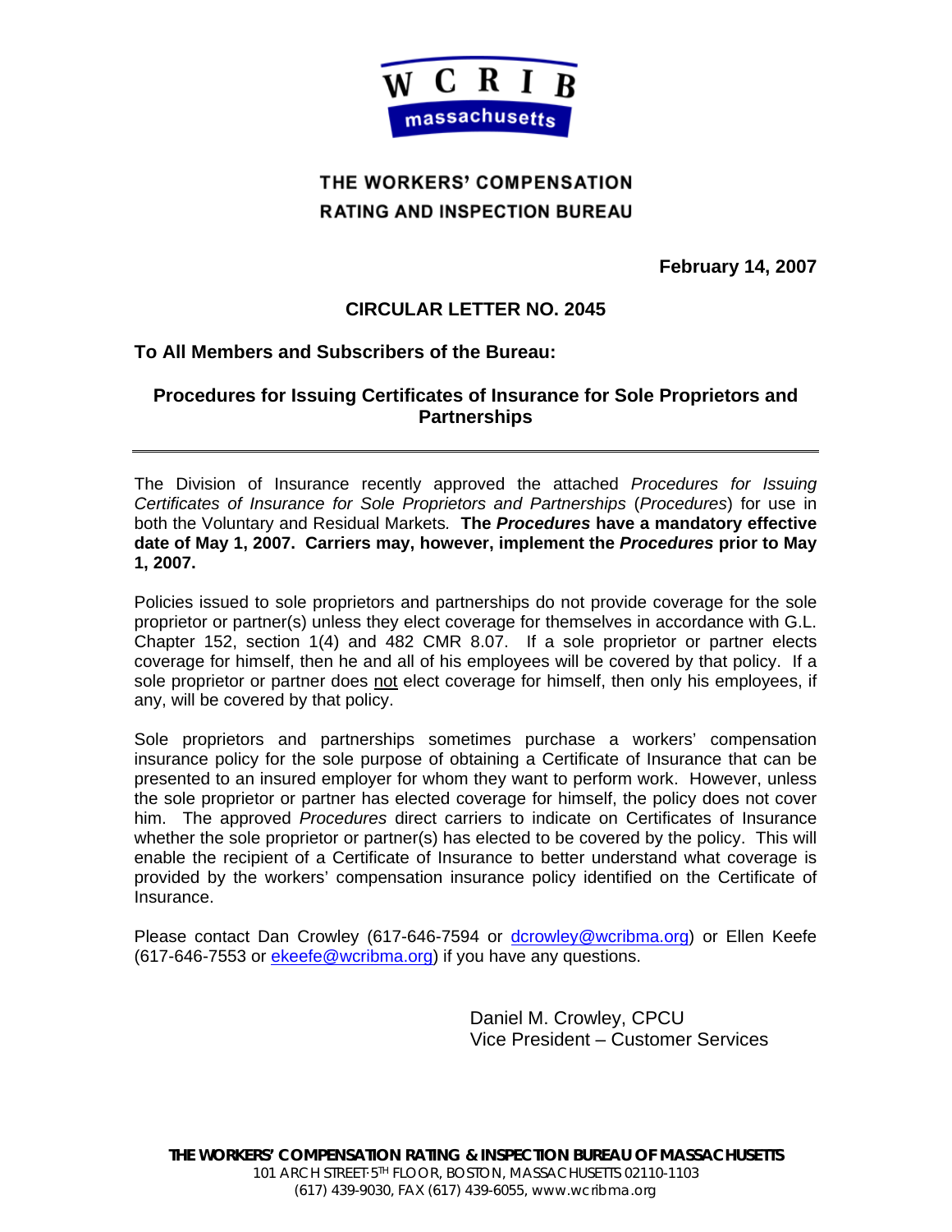WCRIB massachusetts

# THE WORKERS' COMPENSATION RATING AND INSPECTION BUREAU

**February 14, 2007**

## CIRCULAR LETTER NO. 2045

**To All Members and Subscribers of the Bureau:**

### Procedures for Issuing Certificates of Insurance for Sole Proprietors and Partnerships

---

The Division of Insurance recently approved the attached *Procedures for Issuing Certificates of Insurance for Sole Proprietors and Partnerships* (*Procedures*) for use in both the Voluntary and Residual Markets. **The *Procedures* have a mandatory effective date of May 1, 2007. Carriers may, however, implement the *Procedures* prior to May 1, 2007.**

Policies issued to sole proprietors and partnerships do not provide coverage for the sole proprietor or partner(s) unless they elect coverage for themselves in accordance with G.L. Chapter 152, section 1(4) and 482 CMR 8.07. If a sole proprietor or partner elects coverage for himself, then he and all of his employees will be covered by that policy. If a sole proprietor or partner does not elect coverage for himself, then only his employees, if any, will be covered by that policy.

Sole proprietors and partnerships sometimes purchase a workers' compensation insurance policy for the sole purpose of obtaining a Certificate of Insurance that can be presented to an insured employer for whom they want to perform work. However, unless the sole proprietor or partner has elected coverage for himself, the policy does not cover him. The approved *Procedures* direct carriers to indicate on Certificates of Insurance whether the sole proprietor or partner(s) has elected to be covered by the policy. This will enable the recipient of a Certificate of Insurance to better understand what coverage is provided by the workers' compensation insurance policy identified on the Certificate of Insurance.

Please contact Dan Crowley (617-646-7594 or dcrowley@wcribma.org) or Ellen Keefe (617-646-7553 or ekeefe@wcribma.org) if you have any questions.

Daniel M. Crowley, CPCU
Vice President – Customer Services

**THE WORKERS' COMPENSATION RATING & INSPECTION BUREAU OF MASSACHUSETTS**
101 ARCH STREET·5TH FLOOR, BOSTON, MASSACHUSETTS 02110-1103
(617) 439-9030, FAX (617) 439-6055, www.wcribma.org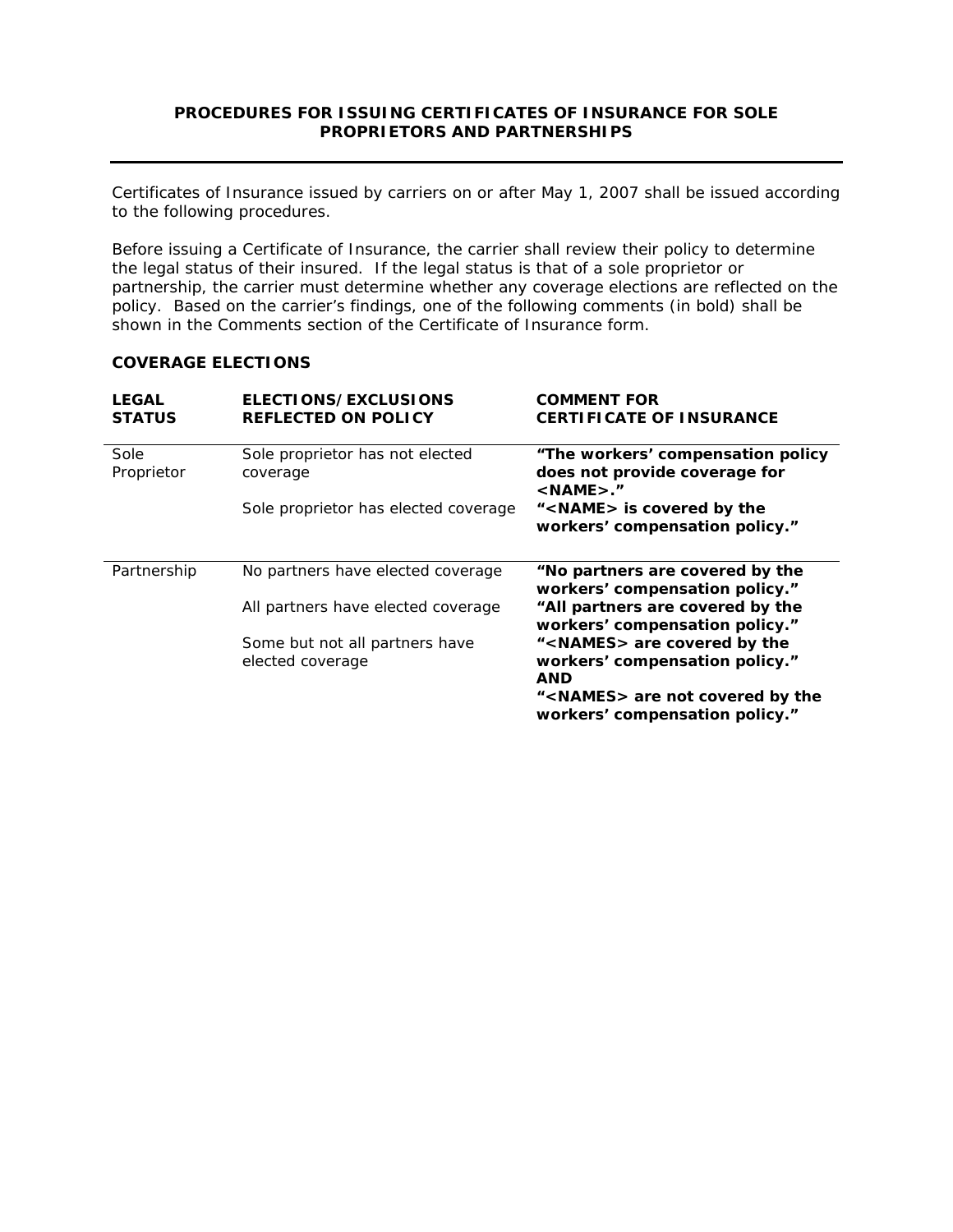## PROCEDURES FOR ISSUING CERTIFICATES OF INSURANCE FOR SOLE PROPRIETORS AND PARTNERSHIPS

Certificates of Insurance issued by carriers on or after May 1, 2007 shall be issued according to the following procedures.

Before issuing a Certificate of Insurance, the carrier shall review their policy to determine the legal status of their insured. If the legal status is that of a sole proprietor or partnership, the carrier must determine whether any coverage elections are reflected on the policy. Based on the carrier's findings, one of the following comments (in bold) shall be shown in the Comments section of the Certificate of Insurance form.

### COVERAGE ELECTIONS

| LEGAL STATUS | ELECTIONS/EXCLUSIONS REFLECTED ON POLICY | COMMENT FOR CERTIFICATE OF INSURANCE |
|---|---|---|
| Sole Proprietor | Sole proprietor has not elected coverage | **"The workers' compensation policy does not provide coverage for <NAME>."** |
| | Sole proprietor has elected coverage | **"<NAME> is covered by the workers' compensation policy."** |
| Partnership | No partners have elected coverage | **"No partners are covered by the workers' compensation policy."** |
| | All partners have elected coverage | **"All partners are covered by the workers' compensation policy."** |
| | Some but not all partners have elected coverage | **"<NAMES> are covered by the workers' compensation policy." AND "<NAMES> are not covered by the workers' compensation policy."** |